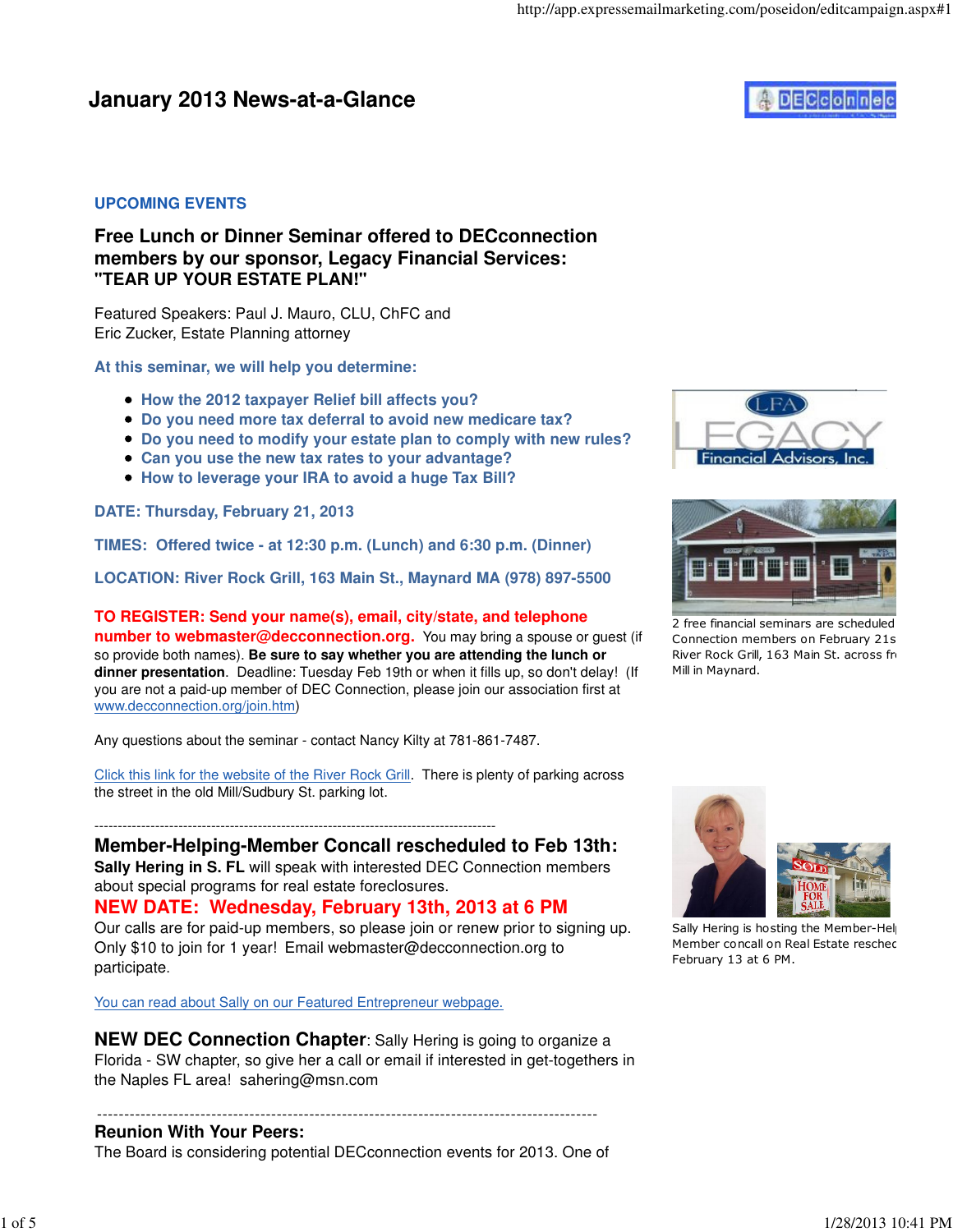# January 2013 News-at-a-Glance

## UPCOMING EVENTS

### Free Lunch or Dinner Seminar offered to DECconnection members by our sponsor, Legacy Financial Services: "TEAR UP YOUR ESTATE PLAN!"

Featured Speakers: Paul J. Mauro, CLU, ChFC and
Eric Zucker, Estate Planning attorney

**At this seminar, we will help you determine:**

- **How the 2012 taxpayer Relief bill affects you?**
- **Do you need more tax deferral to avoid new medicare tax?**
- **Do you need to modify your estate plan to comply with new rules?**
- **Can you use the new tax rates to your advantage?**
- **How to leverage your IRA to avoid a huge Tax Bill?**

**DATE: Thursday, February 21, 2013**

**TIMES: Offered twice - at 12:30 p.m. (Lunch) and 6:30 p.m. (Dinner)**

**LOCATION: River Rock Grill, 163 Main St., Maynard MA (978) 897-5500**

**TO REGISTER: Send your name(s), email, city/state, and telephone number to webmaster@decconnection.org.** You may bring a spouse or guest (if so provide both names). **Be sure to say whether you are attending the lunch or dinner presentation**. Deadline: Tuesday Feb 19th or when it fills up, so don't delay! (If you are not a paid-up member of DEC Connection, please join our association first at www.decconnection.org/join.htm)

Any questions about the seminar - contact Nancy Kilty at 781-861-7487.

Click this link for the website of the River Rock Grill. There is plenty of parking across the street in the old Mill/Sudbury St. parking lot.

2 free financial seminars are scheduled Connection members on February 21s River Rock Grill, 163 Main St. across fr Mill in Maynard.

---

### Member-Helping-Member Concall rescheduled to Feb 13th:

**Sally Hering in S. FL** will speak with interested DEC Connection members about special programs for real estate foreclosures.

**NEW DATE: Wednesday, February 13th, 2013 at 6 PM**

Our calls are for paid-up members, so please join or renew prior to signing up. Only $10 to join for 1 year! Email webmaster@decconnection.org to participate.

You can read about Sally on our Featured Entrepreneur webpage.

Sally Hering is hosting the Member-Hel Member concall on Real Estate reschec February 13 at 6 PM.

**NEW DEC Connection Chapter**: Sally Hering is going to organize a Florida - SW chapter, so give her a call or email if interested in get-togethers in the Naples FL area! sahering@msn.com

---

### Reunion With Your Peers:

The Board is considering potential DECconnection events for 2013. One of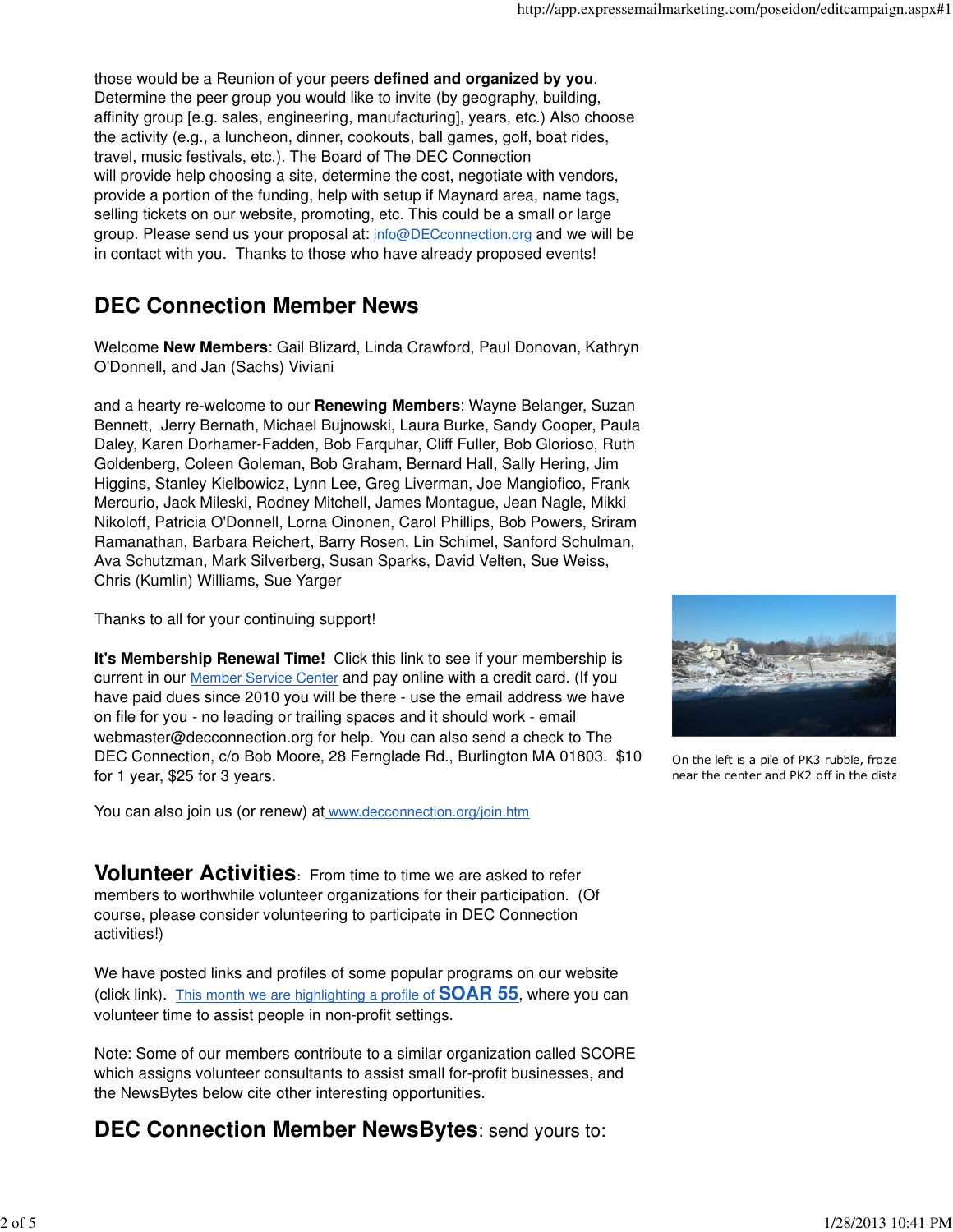those would be a Reunion of your peers **defined and organized by you**. Determine the peer group you would like to invite (by geography, building, affinity group [e.g. sales, engineering, manufacturing], years, etc.) Also choose the activity (e.g., a luncheon, dinner, cookouts, ball games, golf, boat rides, travel, music festivals, etc.). The Board of The DEC Connection will provide help choosing a site, determine the cost, negotiate with vendors, provide a portion of the funding, help with setup if Maynard area, name tags, selling tickets on our website, promoting, etc. This could be a small or large group. Please send us your proposal at: info@DECconnection.org and we will be in contact with you. Thanks to those who have already proposed events!

## DEC Connection Member News

Welcome **New Members**: Gail Blizard, Linda Crawford, Paul Donovan, Kathryn O'Donnell, and Jan (Sachs) Viviani

and a hearty re-welcome to our **Renewing Members**: Wayne Belanger, Suzan Bennett, Jerry Bernath, Michael Bujnowski, Laura Burke, Sandy Cooper, Paula Daley, Karen Dorhamer-Fadden, Bob Farquhar, Cliff Fuller, Bob Glorioso, Ruth Goldenberg, Coleen Goleman, Bob Graham, Bernard Hall, Sally Hering, Jim Higgins, Stanley Kielbowicz, Lynn Lee, Greg Liverman, Joe Mangiofico, Frank Mercurio, Jack Mileski, Rodney Mitchell, James Montague, Jean Nagle, Mikki Nikoloff, Patricia O'Donnell, Lorna Oinonen, Carol Phillips, Bob Powers, Sriram Ramanathan, Barbara Reichert, Barry Rosen, Lin Schimel, Sanford Schulman, Ava Schutzman, Mark Silverberg, Susan Sparks, David Velten, Sue Weiss, Chris (Kumlin) Williams, Sue Yarger

Thanks to all for your continuing support!

On the left is a pile of PK3 rubble, froze near the center and PK2 off in the dista

**It's Membership Renewal Time!** Click this link to see if your membership is current in our Member Service Center and pay online with a credit card. (If you have paid dues since 2010 you will be there - use the email address we have on file for you - no leading or trailing spaces and it should work - email webmaster@decconnection.org for help. You can also send a check to The DEC Connection, c/o Bob Moore, 28 Fernglade Rd., Burlington MA 01803. $10 for 1 year, $25 for 3 years.

You can also join us (or renew) at www.decconnection.org/join.htm

## Volunteer Activities

From time to time we are asked to refer members to worthwhile volunteer organizations for their participation. (Of course, please consider volunteering to participate in DEC Connection activities!)

We have posted links and profiles of some popular programs on our website (click link). This month we are highlighting a profile of **SOAR 55**, where you can volunteer time to assist people in non-profit settings.

Note: Some of our members contribute to a similar organization called SCORE which assigns volunteer consultants to assist small for-profit businesses, and the NewsBytes below cite other interesting opportunities.

## DEC Connection Member NewsBytes: send yours to: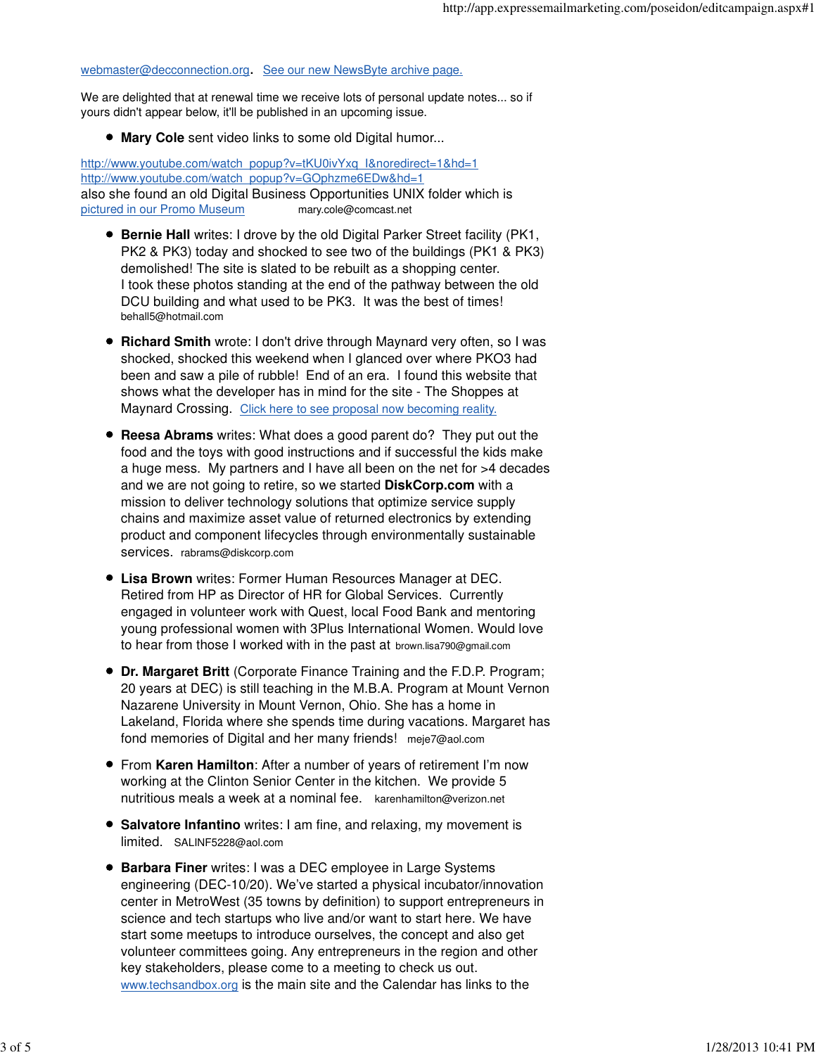webmaster@decconnection.org. See our new NewsByte archive page.

We are delighted that at renewal time we receive lots of personal update notes... so if yours didn't appear below, it'll be published in an upcoming issue.

- **Mary Cole** sent video links to some old Digital humor...

http://www.youtube.com/watch_popup?v=tKU0ivYxq_I&noredirect=1&hd=1
http://www.youtube.com/watch_popup?v=GOphzme6EDw&hd=1
also she found an old Digital Business Opportunities UNIX folder which is pictured in our Promo Museum mary.cole@comcast.net

- **Bernie Hall** writes: I drove by the old Digital Parker Street facility (PK1, PK2 & PK3) today and shocked to see two of the buildings (PK1 & PK3) demolished! The site is slated to be rebuilt as a shopping center. I took these photos standing at the end of the pathway between the old DCU building and what used to be PK3. It was the best of times! behall5@hotmail.com

- **Richard Smith** wrote: I don't drive through Maynard very often, so I was shocked, shocked this weekend when I glanced over where PKO3 had been and saw a pile of rubble! End of an era. I found this website that shows what the developer has in mind for the site - The Shoppes at Maynard Crossing. Click here to see proposal now becoming reality.

- **Reesa Abrams** writes: What does a good parent do? They put out the food and the toys with good instructions and if successful the kids make a huge mess. My partners and I have all been on the net for >4 decades and we are not going to retire, so we started **DiskCorp.com** with a mission to deliver technology solutions that optimize service supply chains and maximize asset value of returned electronics by extending product and component lifecycles through environmentally sustainable services. rabrams@diskcorp.com

- **Lisa Brown** writes: Former Human Resources Manager at DEC. Retired from HP as Director of HR for Global Services. Currently engaged in volunteer work with Quest, local Food Bank and mentoring young professional women with 3Plus International Women. Would love to hear from those I worked with in the past at brown.lisa790@gmail.com

- **Dr. Margaret Britt** (Corporate Finance Training and the F.D.P. Program; 20 years at DEC) is still teaching in the M.B.A. Program at Mount Vernon Nazarene University in Mount Vernon, Ohio. She has a home in Lakeland, Florida where she spends time during vacations. Margaret has fond memories of Digital and her many friends! meje7@aol.com

- From **Karen Hamilton**: After a number of years of retirement I'm now working at the Clinton Senior Center in the kitchen. We provide 5 nutritious meals a week at a nominal fee. karenhamilton@verizon.net

- **Salvatore Infantino** writes: I am fine, and relaxing, my movement is limited. SALINF5228@aol.com

- **Barbara Finer** writes: I was a DEC employee in Large Systems engineering (DEC-10/20). We've started a physical incubator/innovation center in MetroWest (35 towns by definition) to support entrepreneurs in science and tech startups who live and/or want to start here. We have start some meetups to introduce ourselves, the concept and also get volunteer committees going. Any entrepreneurs in the region and other key stakeholders, please come to a meeting to check us out. www.techsandbox.org is the main site and the Calendar has links to the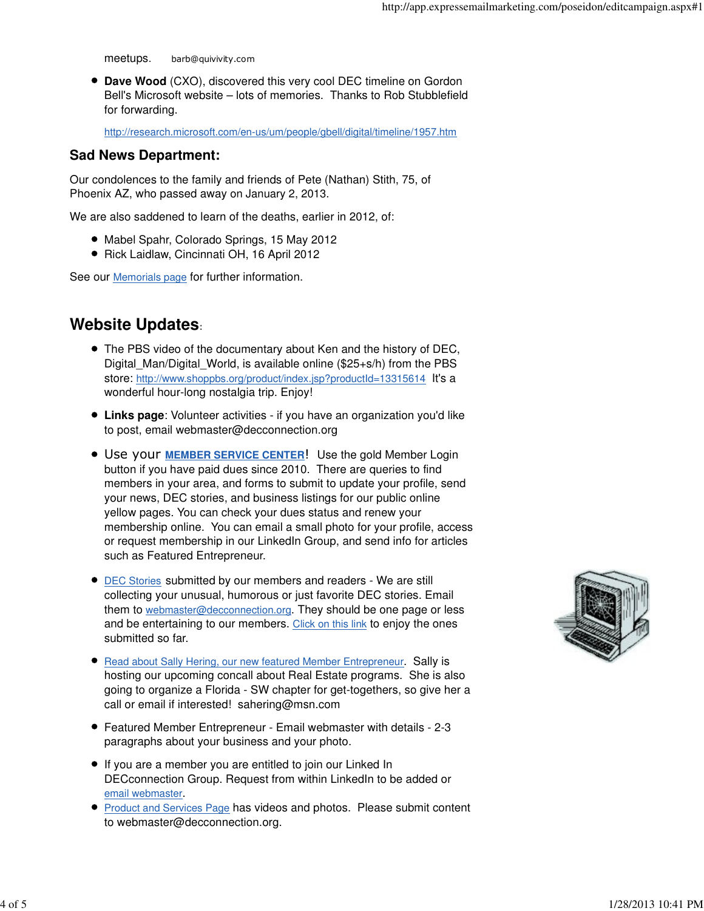meetups. barb@quivivity.com

- **Dave Wood** (CXO), discovered this very cool DEC timeline on Gordon Bell's Microsoft website – lots of memories. Thanks to Rob Stubblefield for forwarding.

  http://research.microsoft.com/en-us/um/people/gbell/digital/timeline/1957.htm

## Sad News Department:

Our condolences to the family and friends of Pete (Nathan) Stith, 75, of Phoenix AZ, who passed away on January 2, 2013.

We are also saddened to learn of the deaths, earlier in 2012, of:

- Mabel Spahr, Colorado Springs, 15 May 2012
- Rick Laidlaw, Cincinnati OH, 16 April 2012

See our Memorials page for further information.

## Website Updates:

- The PBS video of the documentary about Ken and the history of DEC, Digital_Man/Digital_World, is available online ($25+s/h) from the PBS store: http://www.shoppbs.org/product/index.jsp?productId=13315614 It's a wonderful hour-long nostalgia trip. Enjoy!

- **Links page**: Volunteer activities - if you have an organization you'd like to post, email webmaster@decconnection.org

- Use your **MEMBER SERVICE CENTER**! Use the gold Member Login button if you have paid dues since 2010. There are queries to find members in your area, and forms to submit to update your profile, send your news, DEC stories, and business listings for our public online yellow pages. You can check your dues status and renew your membership online. You can email a small photo for your profile, access or request membership in our LinkedIn Group, and send info for articles such as Featured Entrepreneur.

- DEC Stories submitted by our members and readers - We are still collecting your unusual, humorous or just favorite DEC stories. Email them to webmaster@decconnection.org. They should be one page or less and be entertaining to our members. Click on this link to enjoy the ones submitted so far.

- Read about Sally Hering, our new featured Member Entrepreneur. Sally is hosting our upcoming concall about Real Estate programs. She is also going to organize a Florida - SW chapter for get-togethers, so give her a call or email if interested! sahering@msn.com

- Featured Member Entrepreneur - Email webmaster with details - 2-3 paragraphs about your business and your photo.

- If you are a member you are entitled to join our Linked In DECconnection Group. Request from within LinkedIn to be added or email webmaster.
- Product and Services Page has videos and photos. Please submit content to webmaster@decconnection.org.